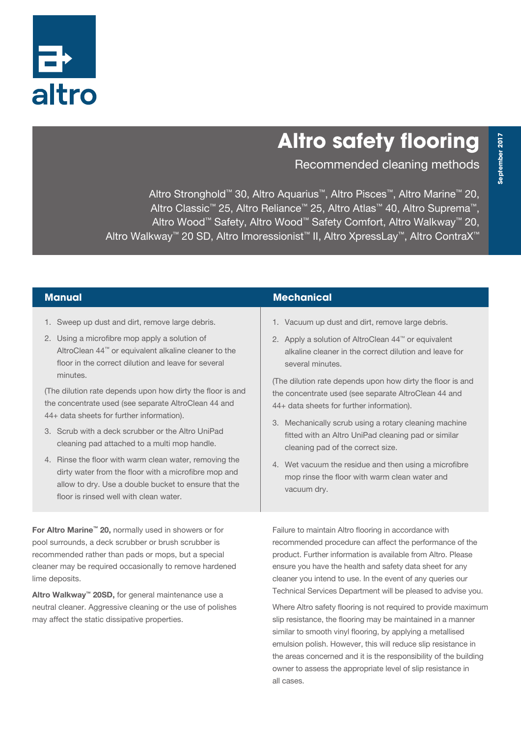altro

# Altro safety flooring

## Recommended cleaning methods

Altro Stronghold™ 30, Altro Aquarius™, Altro Pisces™, Altro Marine™ 20, Altro Classic™ 25, Altro Reliance™ 25, Altro Atlas™ 40, Altro Suprema™, Altro Wood™ Safety, Altro Wood™ Safety Comfort, Altro Walkway™ 20, Altro Walkway™ 20 SD, Altro Imoressionist™ II, Altro XpressLay™, Altro ContraX™

September 2017

### Manual

1. Sweep up dust and dirt, remove large debris.
2. Using a microfibre mop apply a solution of AltroClean 44™ or equivalent alkaline cleaner to the floor in the correct dilution and leave for several minutes.

(The dilution rate depends upon how dirty the floor is and the concentrate used (see separate AltroClean 44 and 44+ data sheets for further information).

3. Scrub with a deck scrubber or the Altro UniPad cleaning pad attached to a multi mop handle.
4. Rinse the floor with warm clean water, removing the dirty water from the floor with a microfibre mop and allow to dry. Use a double bucket to ensure that the floor is rinsed well with clean water.

### Mechanical

1. Vacuum up dust and dirt, remove large debris.
2. Apply a solution of AltroClean 44™ or equivalent alkaline cleaner in the correct dilution and leave for several minutes.

(The dilution rate depends upon how dirty the floor is and the concentrate used (see separate AltroClean 44 and 44+ data sheets for further information).

3. Mechanically scrub using a rotary cleaning machine fitted with an Altro UniPad cleaning pad or similar cleaning pad of the correct size.
4. Wet vacuum the residue and then using a microfibre mop rinse the floor with warm clean water and vacuum dry.

**For Altro Marine™ 20,** normally used in showers or for pool surrounds, a deck scrubber or brush scrubber is recommended rather than pads or mops, but a special cleaner may be required occasionally to remove hardened lime deposits.

**Altro Walkway™ 20SD,** for general maintenance use a neutral cleaner. Aggressive cleaning or the use of polishes may affect the static dissipative properties.

Failure to maintain Altro flooring in accordance with recommended procedure can affect the performance of the product. Further information is available from Altro. Please ensure you have the health and safety data sheet for any cleaner you intend to use. In the event of any queries our Technical Services Department will be pleased to advise you.

Where Altro safety flooring is not required to provide maximum slip resistance, the flooring may be maintained in a manner similar to smooth vinyl flooring, by applying a metallised emulsion polish. However, this will reduce slip resistance in the areas concerned and it is the responsibility of the building owner to assess the appropriate level of slip resistance in all cases.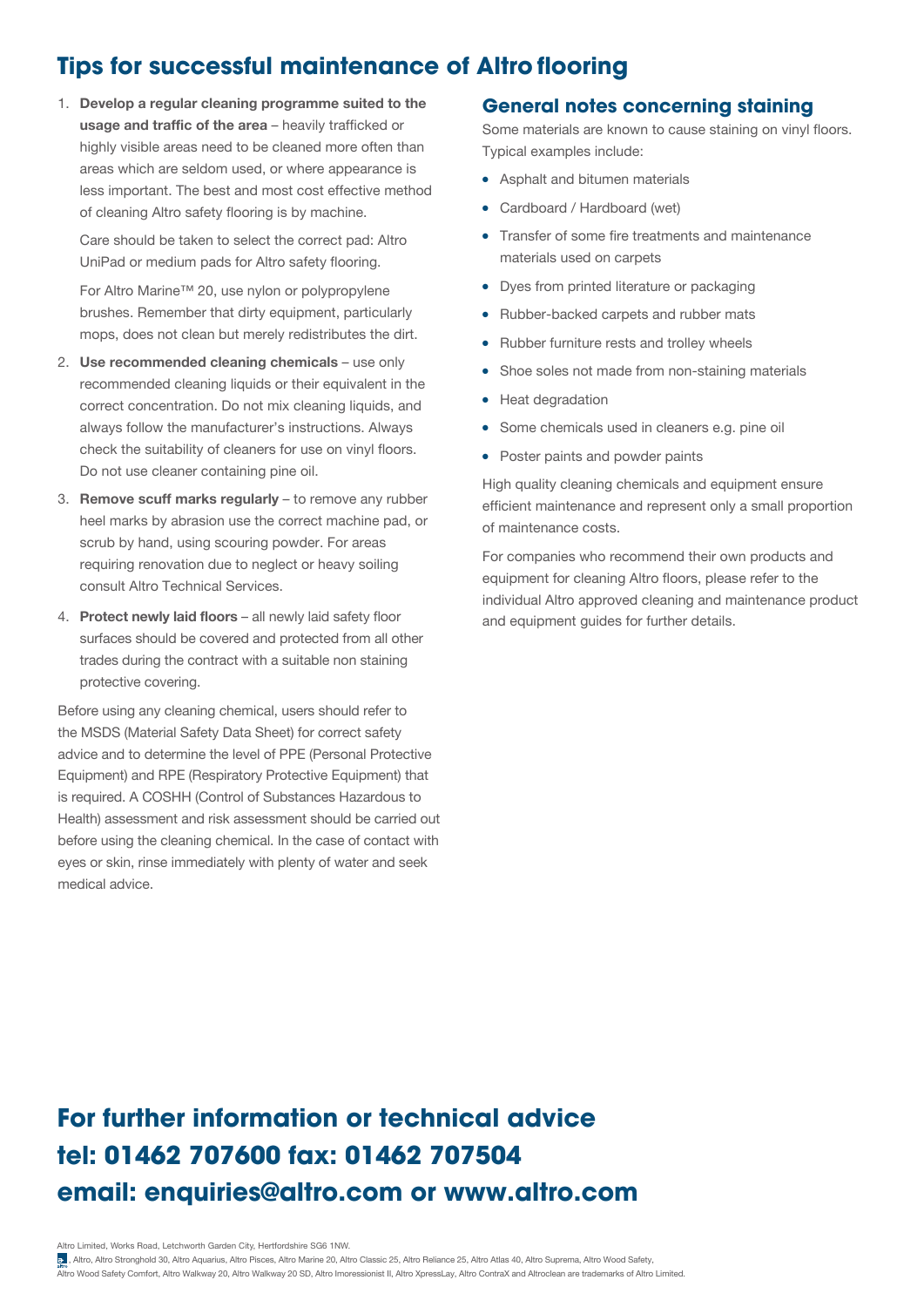## Tips for successful maintenance of Altro flooring

1. **Develop a regular cleaning programme suited to the usage and traffic of the area** – heavily trafficked or highly visible areas need to be cleaned more often than areas which are seldom used, or where appearance is less important. The best and most cost effective method of cleaning Altro safety flooring is by machine.

   Care should be taken to select the correct pad: Altro UniPad or medium pads for Altro safety flooring.

   For Altro Marine™ 20, use nylon or polypropylene brushes. Remember that dirty equipment, particularly mops, does not clean but merely redistributes the dirt.

2. **Use recommended cleaning chemicals** – use only recommended cleaning liquids or their equivalent in the correct concentration. Do not mix cleaning liquids, and always follow the manufacturer's instructions. Always check the suitability of cleaners for use on vinyl floors. Do not use cleaner containing pine oil.

3. **Remove scuff marks regularly** – to remove any rubber heel marks by abrasion use the correct machine pad, or scrub by hand, using scouring powder. For areas requiring renovation due to neglect or heavy soiling consult Altro Technical Services.

4. **Protect newly laid floors** – all newly laid safety floor surfaces should be covered and protected from all other trades during the contract with a suitable non staining protective covering.

Before using any cleaning chemical, users should refer to the MSDS (Material Safety Data Sheet) for correct safety advice and to determine the level of PPE (Personal Protective Equipment) and RPE (Respiratory Protective Equipment) that is required. A COSHH (Control of Substances Hazardous to Health) assessment and risk assessment should be carried out before using the cleaning chemical. In the case of contact with eyes or skin, rinse immediately with plenty of water and seek medical advice.

### General notes concerning staining

Some materials are known to cause staining on vinyl floors. Typical examples include:

- Asphalt and bitumen materials
- Cardboard / Hardboard (wet)
- Transfer of some fire treatments and maintenance materials used on carpets
- Dyes from printed literature or packaging
- Rubber-backed carpets and rubber mats
- Rubber furniture rests and trolley wheels
- Shoe soles not made from non-staining materials
- Heat degradation
- Some chemicals used in cleaners e.g. pine oil
- Poster paints and powder paints

High quality cleaning chemicals and equipment ensure efficient maintenance and represent only a small proportion of maintenance costs.

For companies who recommend their own products and equipment for cleaning Altro floors, please refer to the individual Altro approved cleaning and maintenance product and equipment guides for further details.

## For further information or technical advice tel: 01462 707600 fax: 01462 707504 email: enquiries@altro.com or www.altro.com

Altro Limited, Works Road, Letchworth Garden City, Hertfordshire SG6 1NW.

Altro, Altro Stronghold 30, Altro Aquarius, Altro Pisces, Altro Marine 20, Altro Classic 25, Altro Reliance 25, Altro Atlas 40, Altro Suprema, Altro Wood Safety, Altro Wood Safety Comfort, Altro Walkway 20, Altro Walkway 20 SD, Altro Impressionist II, Altro XpressLay, Altro ContraX and Altroclean are trademarks of Altro Limited.